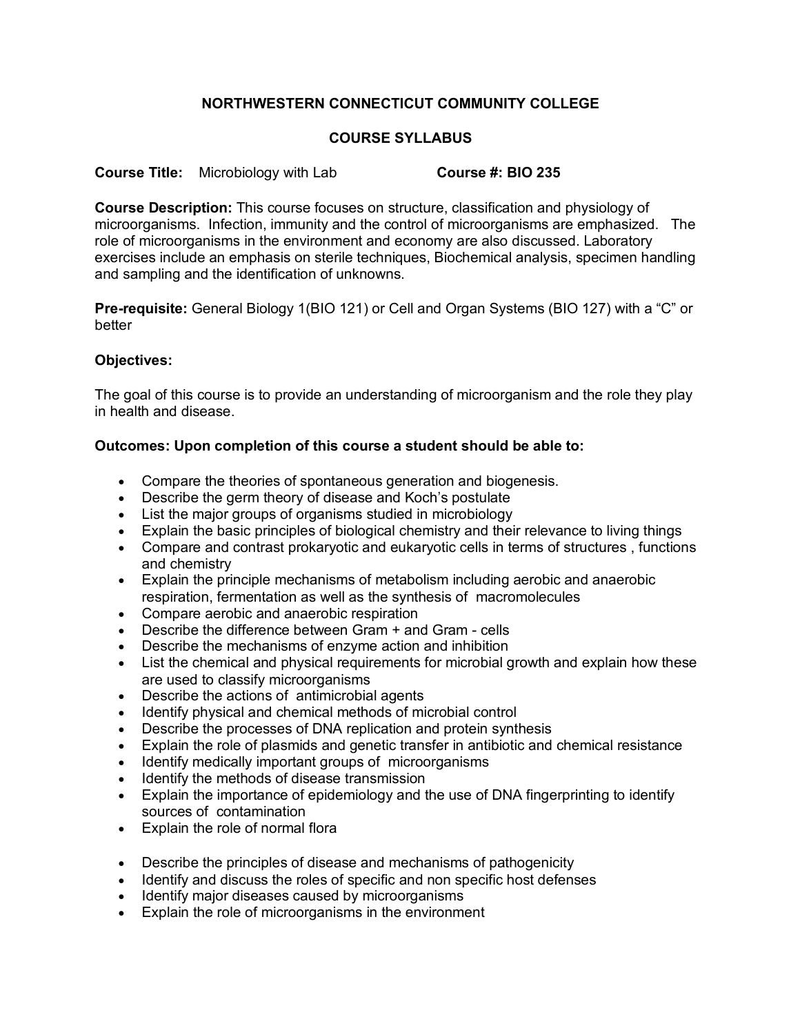# NORTHWESTERN CONNECTICUT COMMUNITY COLLEGE

## COURSE SYLLABUS

**Course Title:** Microbiology with Lab **Course #: BIO 235**

**Course Description:** This course focuses on structure, classification and physiology of microorganisms. Infection, immunity and the control of microorganisms are emphasized. The role of microorganisms in the environment and economy are also discussed. Laboratory exercises include an emphasis on sterile techniques, Biochemical analysis, specimen handling and sampling and the identification of unknowns.

**Pre-requisite:** General Biology 1(BIO 121) or Cell and Organ Systems (BIO 127) with a "C" or better

**Objectives:**

The goal of this course is to provide an understanding of microorganism and the role they play in health and disease.

**Outcomes: Upon completion of this course a student should be able to:**

- Compare the theories of spontaneous generation and biogenesis.
- Describe the germ theory of disease and Koch's postulate
- List the major groups of organisms studied in microbiology
- Explain the basic principles of biological chemistry and their relevance to living things
- Compare and contrast prokaryotic and eukaryotic cells in terms of structures , functions and chemistry
- Explain the principle mechanisms of metabolism including aerobic and anaerobic respiration, fermentation as well as the synthesis of macromolecules
- Compare aerobic and anaerobic respiration
- Describe the difference between Gram + and Gram - cells
- Describe the mechanisms of enzyme action and inhibition
- List the chemical and physical requirements for microbial growth and explain how these are used to classify microorganisms
- Describe the actions of antimicrobial agents
- Identify physical and chemical methods of microbial control
- Describe the processes of DNA replication and protein synthesis
- Explain the role of plasmids and genetic transfer in antibiotic and chemical resistance
- Identify medically important groups of microorganisms
- Identify the methods of disease transmission
- Explain the importance of epidemiology and the use of DNA fingerprinting to identify sources of contamination
- Explain the role of normal flora
- Describe the principles of disease and mechanisms of pathogenicity
- Identify and discuss the roles of specific and non specific host defenses
- Identify major diseases caused by microorganisms
- Explain the role of microorganisms in the environment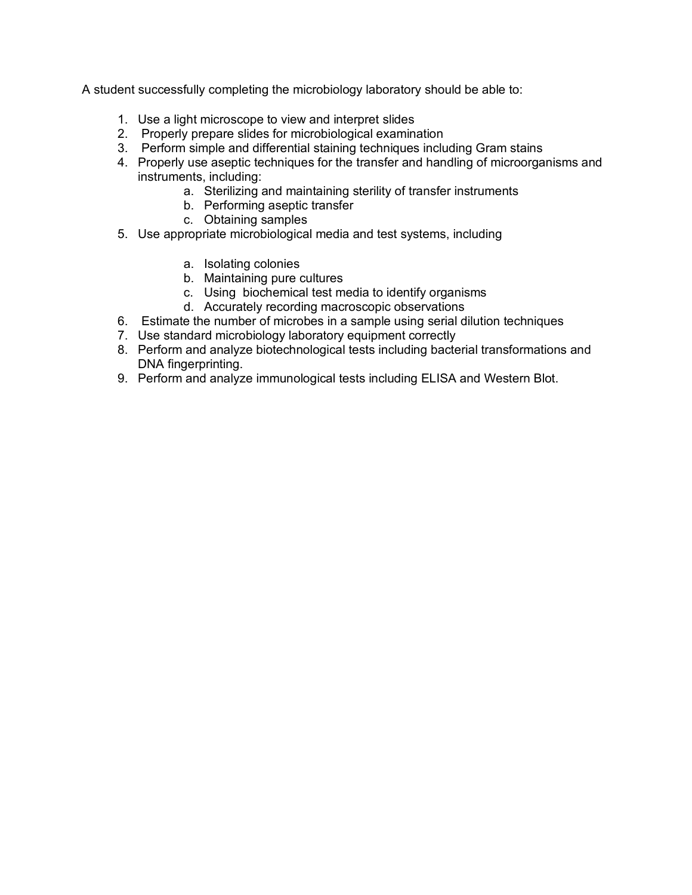A student successfully completing the microbiology laboratory should be able to:

1. Use a light microscope to view and interpret slides
2. Properly prepare slides for microbiological examination
3. Perform simple and differential staining techniques including Gram stains
4. Properly use aseptic techniques for the transfer and handling of microorganisms and instruments, including:
    a. Sterilizing and maintaining sterility of transfer instruments
    b. Performing aseptic transfer
    c. Obtaining samples
5. Use appropriate microbiological media and test systems, including
    a. Isolating colonies
    b. Maintaining pure cultures
    c. Using biochemical test media to identify organisms
    d. Accurately recording macroscopic observations
6. Estimate the number of microbes in a sample using serial dilution techniques
7. Use standard microbiology laboratory equipment correctly
8. Perform and analyze biotechnological tests including bacterial transformations and DNA fingerprinting.
9. Perform and analyze immunological tests including ELISA and Western Blot.